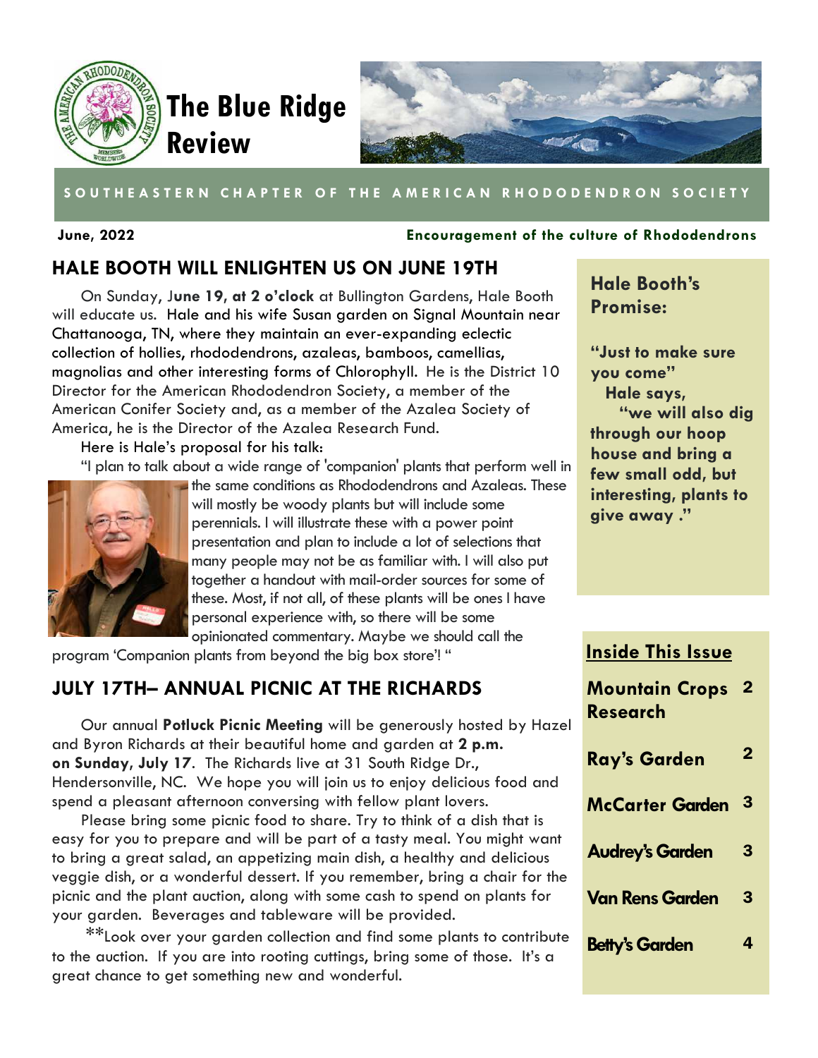# The Blue Ridge Review

**SOUTHEASTERN CHAPTER OF THE AMERICAN RHODODENDRON SOCIETY**

**June, 2022** | **Encouragement of the culture of Rhododendrons**

## HALE BOOTH WILL ENLIGHTEN US ON JUNE 19TH

On Sunday, J**une 19**, **at 2 o'clock** at Bullington Gardens, Hale Booth will educate us. Hale and his wife Susan garden on Signal Mountain near Chattanooga, TN, where they maintain an ever-expanding eclectic collection of hollies, rhododendrons, azaleas, bamboos, camellias, magnolias and other interesting forms of Chlorophyll. He is the District 10 Director for the American Rhododendron Society, a member of the American Conifer Society and, as a member of the Azalea Society of America, he is the Director of the Azalea Research Fund.

Here is Hale's proposal for his talk:

"I plan to talk about a wide range of 'companion' plants that perform well in the same conditions as Rhododendrons and Azaleas. These will mostly be woody plants but will include some perennials. I will illustrate these with a power point presentation and plan to include a lot of selections that many people may not be as familiar with. I will also put together a handout with mail-order sources for some of these. Most, if not all, of these plants will be ones I have personal experience with, so there will be some opinionated commentary. Maybe we should call the program 'Companion plants from beyond the big box store'! "

### Hale Booth's Promise:

**"Just to make sure you come" Hale says, "we will also dig through our hoop house and bring a few small odd, but interesting, plants to give away ."**

## JULY 17TH– ANNUAL PICNIC AT THE RICHARDS

Our annual **Potluck Picnic Meeting** will be generously hosted by Hazel and Byron Richards at their beautiful home and garden at **2 p.m. on Sunday**, **July 17**. The Richards live at 31 South Ridge Dr., Hendersonville, NC. We hope you will join us to enjoy delicious food and spend a pleasant afternoon conversing with fellow plant lovers.

Please bring some picnic food to share. Try to think of a dish that is easy for you to prepare and will be part of a tasty meal. You might want to bring a great salad, an appetizing main dish, a healthy and delicious veggie dish, or a wonderful dessert. If you remember, bring a chair for the picnic and the plant auction, along with some cash to spend on plants for your garden. Beverages and tableware will be provided.

**Look over your garden collection and find some plants to contribute to the auction. If you are into rooting cuttings, bring some of those. It's a great chance to get something new and wonderful.

### Inside This Issue

| | |
|---|---|
| **Mountain Crops Research** | **2** |
| **Ray's Garden** | **2** |
| **McCarter Garden** | **3** |
| **Audrey's Garden** | **3** |
| **Van Rens Garden** | **3** |
| **Betty's Garden** | **4** |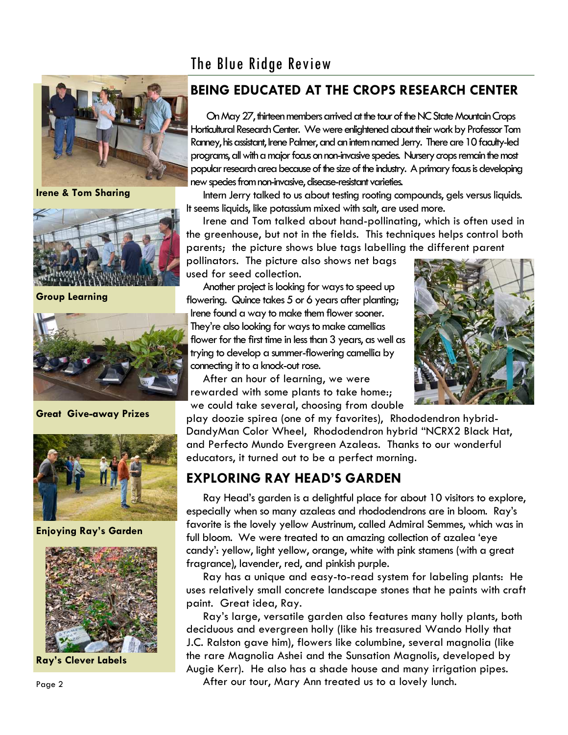## BEING EDUCATED AT THE CROPS RESEARCH CENTER

On May 27, thirteen members arrived at the tour of the NC State Mountain Crops Horticultural Research Center. We were enlightened about their work by Professor Tom Ranney, his assistant, Irene Palmer, and an intern named Jerry. There are 10 faculty-led programs, all with a major focus on non-invasive species. Nursery crops remain the most popular research area because of the size of the industry. A primary focus is developing new species from non-invasive, disease-resistant varieties.

Intern Jerry talked to us about testing rooting compounds, gels versus liquids. It seems liquids, like potassium mixed with salt, are used more.

Irene and Tom talked about hand-pollinating, which is often used in the greenhouse, but not in the fields. This techniques helps control both parents; the picture shows blue tags labelling the different parent pollinators. The picture also shows net bags used for seed collection.

Another project is looking for ways to speed up flowering. Quince takes 5 or 6 years after planting; Irene found a way to make them flower sooner. They're also looking for ways to make camellias flower for the first time in less than 3 years, as well as trying to develop a summer-flowering camellia by connecting it to a knock-out rose.

After an hour of learning, we were rewarded with some plants to take home:; we could take several, choosing from double play doozie spirea (one of my favorites), Rhododendron hybrid-DandyMan Color Wheel, Rhododendron hybrid "NCRX2 Black Hat, and Perfecto Mundo Evergreen Azaleas. Thanks to our wonderful educators, it turned out to be a perfect morning.

Irene & Tom Sharing

Group Learning

Great Give-away Prizes

## EXPLORING RAY HEAD'S GARDEN

Ray Head's garden is a delightful place for about 10 visitors to explore, especially when so many azaleas and rhododendrons are in bloom. Ray's favorite is the lovely yellow Austrinum, called Admiral Semmes, which was in full bloom. We were treated to an amazing collection of azalea 'eye candy': yellow, light yellow, orange, white with pink stamens (with a great fragrance), lavender, red, and pinkish purple.

Ray has a unique and easy-to-read system for labeling plants: He uses relatively small concrete landscape stones that he paints with craft paint. Great idea, Ray.

Ray's large, versatile garden also features many holly plants, both deciduous and evergreen holly (like his treasured Wando Holly that J.C. Ralston gave him), flowers like columbine, several magnolia (like the rare Magnolia Ashei and the Sunsation Magnolis, developed by Augie Kerr). He also has a shade house and many irrigation pipes.

After our tour, Mary Ann treated us to a lovely lunch.

Enjoying Ray's Garden

Ray's Clever Labels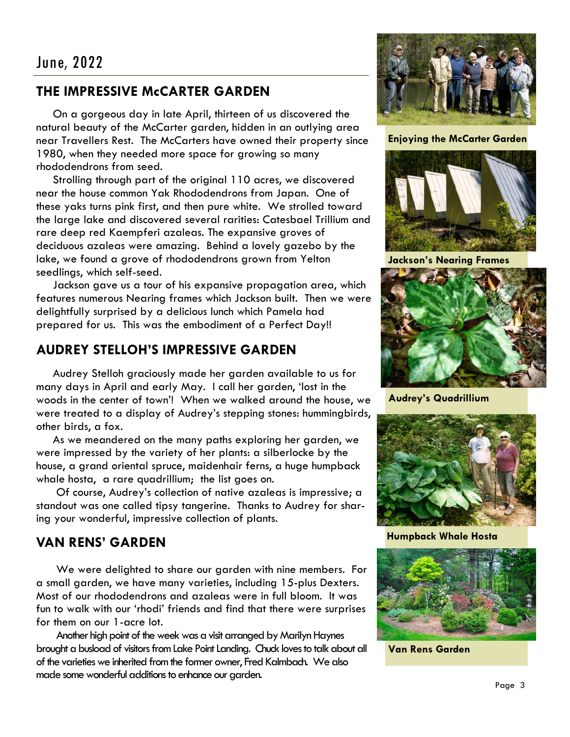June, 2022

## THE IMPRESSIVE McCARTER GARDEN

On a gorgeous day in late April, thirteen of us discovered the natural beauty of the McCarter garden, hidden in an outlying area near Travellers Rest. The McCarters have owned their property since 1980, when they needed more space for growing so many rhododendrons from seed.

Strolling through part of the original 110 acres, we discovered near the house common Yak Rhododendrons from Japan. One of these yaks turns pink first, and then pure white. We strolled toward the large lake and discovered several rarities: Catesbael Trillium and rare deep red Kaempferi azaleas. The expansive groves of deciduous azaleas were amazing. Behind a lovely gazebo by the lake, we found a grove of rhododendrons grown from Yelton seedlings, which self-seed.

Jackson gave us a tour of his expansive propagation area, which features numerous Nearing frames which Jackson built. Then we were delightfully surprised by a delicious lunch which Pamela had prepared for us. This was the embodiment of a Perfect Day!!

## AUDREY STELLOH'S IMPRESSIVE GARDEN

Audrey Stelloh graciously made her garden available to us for many days in April and early May. I call her garden, 'lost in the woods in the center of town'! When we walked around the house, we were treated to a display of Audrey's stepping stones: hummingbirds, other birds, a fox.

As we meandered on the many paths exploring her garden, we were impressed by the variety of her plants: a silberlocke by the house, a grand oriental spruce, maidenhair ferns, a huge humpback whale hosta, a rare quadrillium; the list goes on.

Of course, Audrey's collection of native azaleas is impressive; a standout was one called tipsy tangerine. Thanks to Audrey for sharing your wonderful, impressive collection of plants.

## VAN RENS' GARDEN

We were delighted to share our garden with nine members. For a small garden, we have many varieties, including 15-plus Dexters. Most of our rhododendrons and azaleas were in full bloom. It was fun to walk with our 'rhodi' friends and find that there were surprises for them on our 1-acre lot.

Another high point of the week was a visit arranged by Marilyn Haynes brought a busload of visitors from Lake Point Landing. Chuck loves to talk about all of the varieties we inherited from the former owner, Fred Kalmbach. We also made some wonderful additions to enhance our garden.

**Enjoying the McCarter Garden**

**Jackson's Nearing Frames**

**Audrey's Quadrillium**

**Humpback Whale Hosta**

**Van Rens Garden**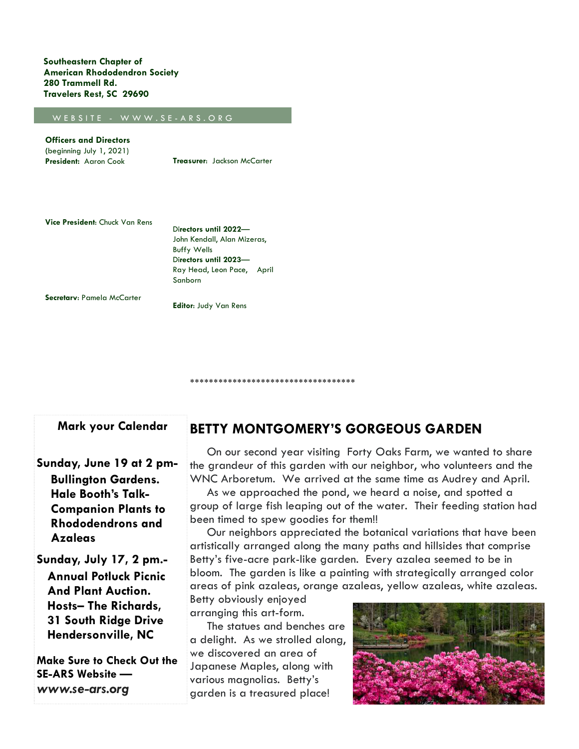**Southeastern Chapter of**
**American Rhododendron Society**
**280 Trammell Rd.**
**Travelers Rest, SC 29690**

WEBSITE - WWW.SE-ARS.ORG

**Officers and Directors**
(beginning July 1, 2021)

**President:** Aaron Cook

**Treasurer:** Jackson McCarter

**Vice President:** Chuck Van Rens

**Directors until 2022—**
John Kendall, Alan Mizeras, Buffy Wells

**Directors until 2023—**
Ray Head, Leon Pace, April Sanborn

**Secretary:** Pamela McCarter

**Editor:** Judy Van Rens

***********************************

## Mark your Calendar

**Sunday, June 19 at 2 pm- Bullington Gardens. Hale Booth's Talk- Companion Plants to Rhododendrons and Azaleas**

**Sunday, July 17, 2 pm.- Annual Potluck Picnic And Plant Auction. Hosts– The Richards, 31 South Ridge Drive Hendersonville, NC**

**Make Sure to Check Out the SE-ARS Website —** ***www.se-ars.org***

## BETTY MONTGOMERY'S GORGEOUS GARDEN

On our second year visiting Forty Oaks Farm, we wanted to share the grandeur of this garden with our neighbor, who volunteers and the WNC Arboretum. We arrived at the same time as Audrey and April.

As we approached the pond, we heard a noise, and spotted a group of large fish leaping out of the water. Their feeding station had been timed to spew goodies for them!!

Our neighbors appreciated the botanical variations that have been artistically arranged along the many paths and hillsides that comprise Betty's five-acre park-like garden. Every azalea seemed to be in bloom. The garden is like a painting with strategically arranged color areas of pink azaleas, orange azaleas, yellow azaleas, white azaleas. Betty obviously enjoyed arranging this art-form.

The statues and benches are a delight. As we strolled along, we discovered an area of Japanese Maples, along with various magnolias. Betty's garden is a treasured place!